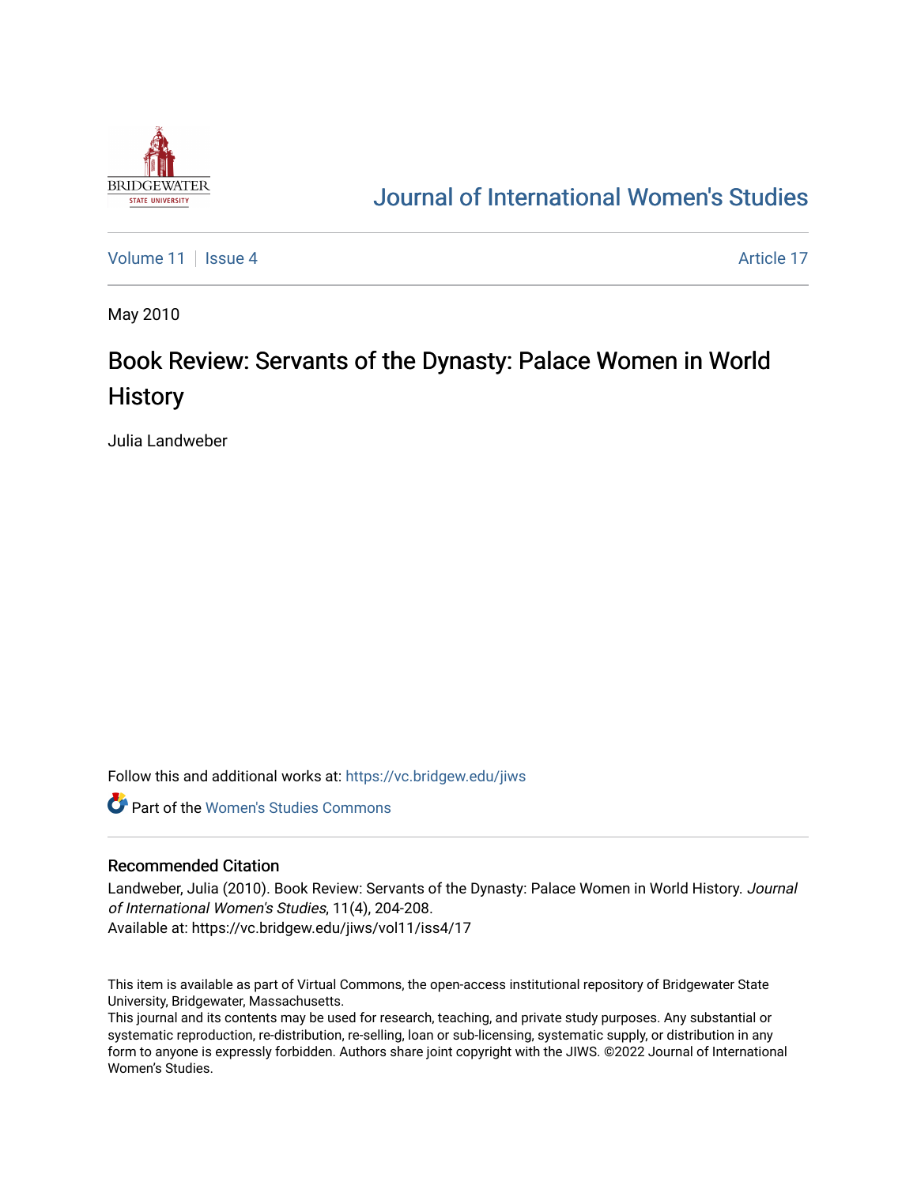Journal of International Women's Studies

Volume 11 | Issue 4 — Article 17

May 2010

# Book Review: Servants of the Dynasty: Palace Women in World History

Julia Landweber

Follow this and additional works at: https://vc.bridgew.edu/jiws

Part of the Women's Studies Commons

## Recommended Citation

Landweber, Julia (2010). Book Review: Servants of the Dynasty: Palace Women in World History. *Journal of International Women's Studies*, 11(4), 204-208.
Available at: https://vc.bridgew.edu/jiws/vol11/iss4/17

This item is available as part of Virtual Commons, the open-access institutional repository of Bridgewater State University, Bridgewater, Massachusetts.
This journal and its contents may be used for research, teaching, and private study purposes. Any substantial or systematic reproduction, re-distribution, re-selling, loan or sub-licensing, systematic supply, or distribution in any form to anyone is expressly forbidden. Authors share joint copyright with the JIWS. ©2022 Journal of International Women's Studies.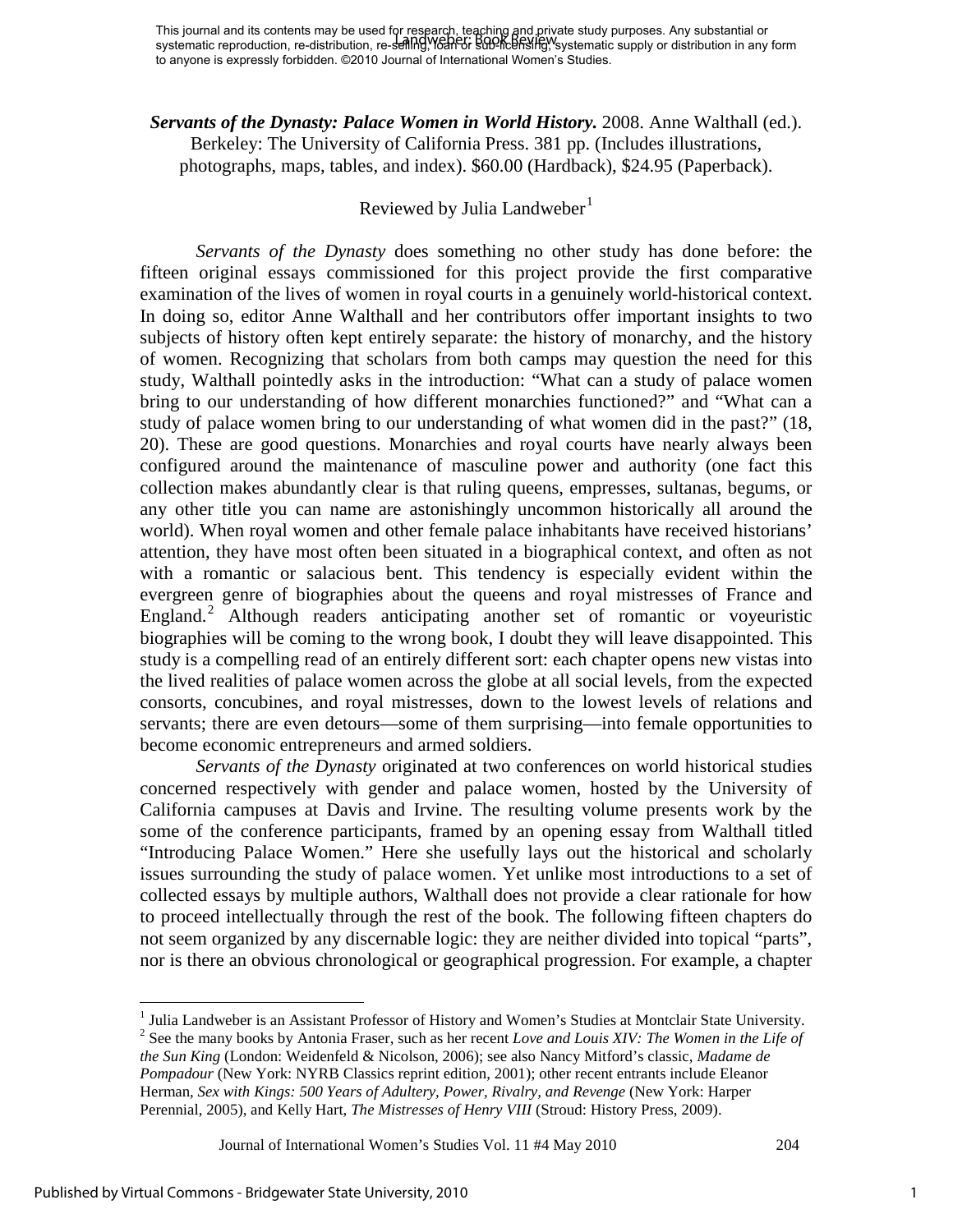***Servants of the Dynasty: Palace Women in World History.*** 2008. Anne Walthall (ed.). Berkeley: The University of California Press. 381 pp. (Includes illustrations, photographs, maps, tables, and index). $60.00 (Hardback), $24.95 (Paperback).

Reviewed by Julia Landweber[1]

*Servants of the Dynasty* does something no other study has done before: the fifteen original essays commissioned for this project provide the first comparative examination of the lives of women in royal courts in a genuinely world-historical context. In doing so, editor Anne Walthall and her contributors offer important insights to two subjects of history often kept entirely separate: the history of monarchy, and the history of women. Recognizing that scholars from both camps may question the need for this study, Walthall pointedly asks in the introduction: "What can a study of palace women bring to our understanding of how different monarchies functioned?" and "What can a study of palace women bring to our understanding of what women did in the past?" (18, 20). These are good questions. Monarchies and royal courts have nearly always been configured around the maintenance of masculine power and authority (one fact this collection makes abundantly clear is that ruling queens, empresses, sultanas, begums, or any other title you can name are astonishingly uncommon historically all around the world). When royal women and other female palace inhabitants have received historians' attention, they have most often been situated in a biographical context, and often as not with a romantic or salacious bent. This tendency is especially evident within the evergreen genre of biographies about the queens and royal mistresses of France and England.[2] Although readers anticipating another set of romantic or voyeuristic biographies will be coming to the wrong book, I doubt they will leave disappointed. This study is a compelling read of an entirely different sort: each chapter opens new vistas into the lived realities of palace women across the globe at all social levels, from the expected consorts, concubines, and royal mistresses, down to the lowest levels of relations and servants; there are even detours—some of them surprising—into female opportunities to become economic entrepreneurs and armed soldiers.

*Servants of the Dynasty* originated at two conferences on world historical studies concerned respectively with gender and palace women, hosted by the University of California campuses at Davis and Irvine. The resulting volume presents work by the some of the conference participants, framed by an opening essay from Walthall titled "Introducing Palace Women." Here she usefully lays out the historical and scholarly issues surrounding the study of palace women. Yet unlike most introductions to a set of collected essays by multiple authors, Walthall does not provide a clear rationale for how to proceed intellectually through the rest of the book. The following fifteen chapters do not seem organized by any discernable logic: they are neither divided into topical "parts", nor is there an obvious chronological or geographical progression. For example, a chapter

[1] Julia Landweber is an Assistant Professor of History and Women's Studies at Montclair State University.

[2] See the many books by Antonia Fraser, such as her recent *Love and Louis XIV: The Women in the Life of the Sun King* (London: Weidenfeld & Nicolson, 2006); see also Nancy Mitford's classic, *Madame de Pompadour* (New York: NYRB Classics reprint edition, 2001); other recent entrants include Eleanor Herman, *Sex with Kings: 500 Years of Adultery, Power, Rivalry, and Revenge* (New York: Harper Perennial, 2005), and Kelly Hart, *The Mistresses of Henry VIII* (Stroud: History Press, 2009).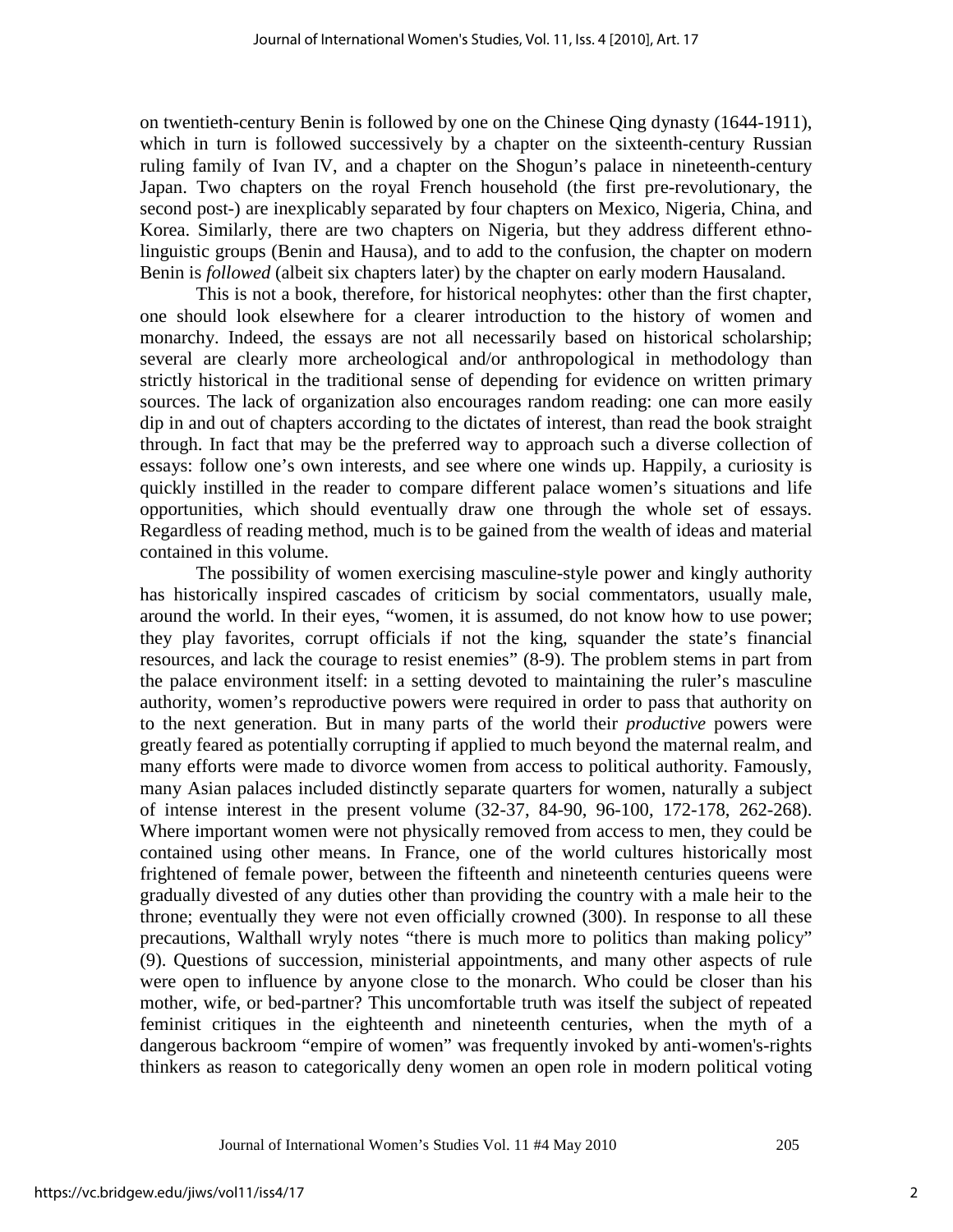on twentieth-century Benin is followed by one on the Chinese Qing dynasty (1644-1911), which in turn is followed successively by a chapter on the sixteenth-century Russian ruling family of Ivan IV, and a chapter on the Shogun's palace in nineteenth-century Japan. Two chapters on the royal French household (the first pre-revolutionary, the second post-) are inexplicably separated by four chapters on Mexico, Nigeria, China, and Korea. Similarly, there are two chapters on Nigeria, but they address different ethno-linguistic groups (Benin and Hausa), and to add to the confusion, the chapter on modern Benin is *followed* (albeit six chapters later) by the chapter on early modern Hausaland.

This is not a book, therefore, for historical neophytes: other than the first chapter, one should look elsewhere for a clearer introduction to the history of women and monarchy. Indeed, the essays are not all necessarily based on historical scholarship; several are clearly more archeological and/or anthropological in methodology than strictly historical in the traditional sense of depending for evidence on written primary sources. The lack of organization also encourages random reading: one can more easily dip in and out of chapters according to the dictates of interest, than read the book straight through. In fact that may be the preferred way to approach such a diverse collection of essays: follow one's own interests, and see where one winds up. Happily, a curiosity is quickly instilled in the reader to compare different palace women's situations and life opportunities, which should eventually draw one through the whole set of essays. Regardless of reading method, much is to be gained from the wealth of ideas and material contained in this volume.

The possibility of women exercising masculine-style power and kingly authority has historically inspired cascades of criticism by social commentators, usually male, around the world. In their eyes, "women, it is assumed, do not know how to use power; they play favorites, corrupt officials if not the king, squander the state's financial resources, and lack the courage to resist enemies" (8-9). The problem stems in part from the palace environment itself: in a setting devoted to maintaining the ruler's masculine authority, women's reproductive powers were required in order to pass that authority on to the next generation. But in many parts of the world their *productive* powers were greatly feared as potentially corrupting if applied to much beyond the maternal realm, and many efforts were made to divorce women from access to political authority. Famously, many Asian palaces included distinctly separate quarters for women, naturally a subject of intense interest in the present volume (32-37, 84-90, 96-100, 172-178, 262-268). Where important women were not physically removed from access to men, they could be contained using other means. In France, one of the world cultures historically most frightened of female power, between the fifteenth and nineteenth centuries queens were gradually divested of any duties other than providing the country with a male heir to the throne; eventually they were not even officially crowned (300). In response to all these precautions, Walthall wryly notes "there is much more to politics than making policy" (9). Questions of succession, ministerial appointments, and many other aspects of rule were open to influence by anyone close to the monarch. Who could be closer than his mother, wife, or bed-partner? This uncomfortable truth was itself the subject of repeated feminist critiques in the eighteenth and nineteenth centuries, when the myth of a dangerous backroom "empire of women" was frequently invoked by anti-women's-rights thinkers as reason to categorically deny women an open role in modern political voting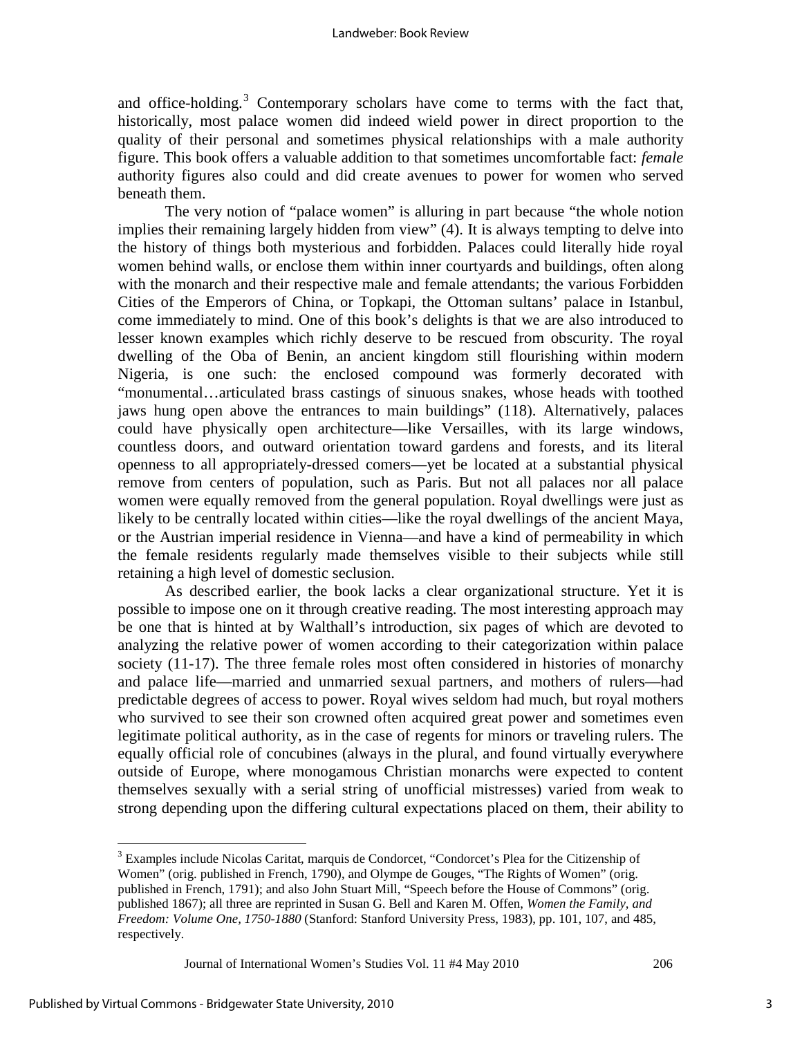and office-holding.[3] Contemporary scholars have come to terms with the fact that, historically, most palace women did indeed wield power in direct proportion to the quality of their personal and sometimes physical relationships with a male authority figure. This book offers a valuable addition to that sometimes uncomfortable fact: *female* authority figures also could and did create avenues to power for women who served beneath them.

The very notion of "palace women" is alluring in part because "the whole notion implies their remaining largely hidden from view" (4). It is always tempting to delve into the history of things both mysterious and forbidden. Palaces could literally hide royal women behind walls, or enclose them within inner courtyards and buildings, often along with the monarch and their respective male and female attendants; the various Forbidden Cities of the Emperors of China, or Topkapi, the Ottoman sultans' palace in Istanbul, come immediately to mind. One of this book's delights is that we are also introduced to lesser known examples which richly deserve to be rescued from obscurity. The royal dwelling of the Oba of Benin, an ancient kingdom still flourishing within modern Nigeria, is one such: the enclosed compound was formerly decorated with "monumental…articulated brass castings of sinuous snakes, whose heads with toothed jaws hung open above the entrances to main buildings" (118). Alternatively, palaces could have physically open architecture—like Versailles, with its large windows, countless doors, and outward orientation toward gardens and forests, and its literal openness to all appropriately-dressed comers—yet be located at a substantial physical remove from centers of population, such as Paris. But not all palaces nor all palace women were equally removed from the general population. Royal dwellings were just as likely to be centrally located within cities—like the royal dwellings of the ancient Maya, or the Austrian imperial residence in Vienna—and have a kind of permeability in which the female residents regularly made themselves visible to their subjects while still retaining a high level of domestic seclusion.

As described earlier, the book lacks a clear organizational structure. Yet it is possible to impose one on it through creative reading. The most interesting approach may be one that is hinted at by Walthall's introduction, six pages of which are devoted to analyzing the relative power of women according to their categorization within palace society (11-17). The three female roles most often considered in histories of monarchy and palace life—married and unmarried sexual partners, and mothers of rulers—had predictable degrees of access to power. Royal wives seldom had much, but royal mothers who survived to see their son crowned often acquired great power and sometimes even legitimate political authority, as in the case of regents for minors or traveling rulers. The equally official role of concubines (always in the plural, and found virtually everywhere outside of Europe, where monogamous Christian monarchs were expected to content themselves sexually with a serial string of unofficial mistresses) varied from weak to strong depending upon the differing cultural expectations placed on them, their ability to

---

[3] Examples include Nicolas Caritat, marquis de Condorcet, "Condorcet's Plea for the Citizenship of Women" (orig. published in French, 1790), and Olympe de Gouges, "The Rights of Women" (orig. published in French, 1791); and also John Stuart Mill, "Speech before the House of Commons" (orig. published 1867); all three are reprinted in Susan G. Bell and Karen M. Offen, *Women the Family, and Freedom: Volume One, 1750-1880* (Stanford: Stanford University Press, 1983), pp. 101, 107, and 485, respectively.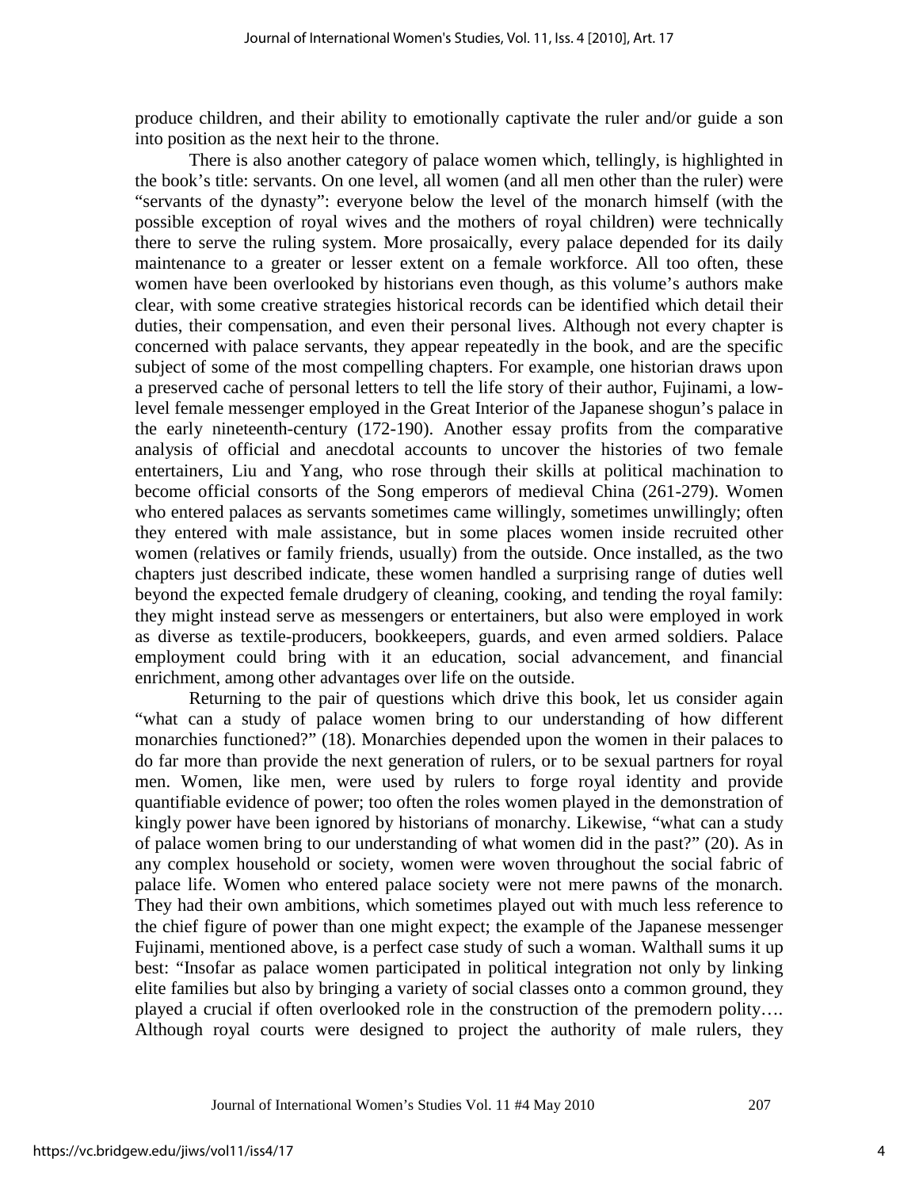produce children, and their ability to emotionally captivate the ruler and/or guide a son into position as the next heir to the throne.

There is also another category of palace women which, tellingly, is highlighted in the book's title: servants. On one level, all women (and all men other than the ruler) were "servants of the dynasty": everyone below the level of the monarch himself (with the possible exception of royal wives and the mothers of royal children) were technically there to serve the ruling system. More prosaically, every palace depended for its daily maintenance to a greater or lesser extent on a female workforce. All too often, these women have been overlooked by historians even though, as this volume's authors make clear, with some creative strategies historical records can be identified which detail their duties, their compensation, and even their personal lives. Although not every chapter is concerned with palace servants, they appear repeatedly in the book, and are the specific subject of some of the most compelling chapters. For example, one historian draws upon a preserved cache of personal letters to tell the life story of their author, Fujinami, a low-level female messenger employed in the Great Interior of the Japanese shogun's palace in the early nineteenth-century (172-190). Another essay profits from the comparative analysis of official and anecdotal accounts to uncover the histories of two female entertainers, Liu and Yang, who rose through their skills at political machination to become official consorts of the Song emperors of medieval China (261-279). Women who entered palaces as servants sometimes came willingly, sometimes unwillingly; often they entered with male assistance, but in some places women inside recruited other women (relatives or family friends, usually) from the outside. Once installed, as the two chapters just described indicate, these women handled a surprising range of duties well beyond the expected female drudgery of cleaning, cooking, and tending the royal family: they might instead serve as messengers or entertainers, but also were employed in work as diverse as textile-producers, bookkeepers, guards, and even armed soldiers. Palace employment could bring with it an education, social advancement, and financial enrichment, among other advantages over life on the outside.

Returning to the pair of questions which drive this book, let us consider again "what can a study of palace women bring to our understanding of how different monarchies functioned?" (18). Monarchies depended upon the women in their palaces to do far more than provide the next generation of rulers, or to be sexual partners for royal men. Women, like men, were used by rulers to forge royal identity and provide quantifiable evidence of power; too often the roles women played in the demonstration of kingly power have been ignored by historians of monarchy. Likewise, "what can a study of palace women bring to our understanding of what women did in the past?" (20). As in any complex household or society, women were woven throughout the social fabric of palace life. Women who entered palace society were not mere pawns of the monarch. They had their own ambitions, which sometimes played out with much less reference to the chief figure of power than one might expect; the example of the Japanese messenger Fujinami, mentioned above, is a perfect case study of such a woman. Walthall sums it up best: "Insofar as palace women participated in political integration not only by linking elite families but also by bringing a variety of social classes onto a common ground, they played a crucial if often overlooked role in the construction of the premodern polity…. Although royal courts were designed to project the authority of male rulers, they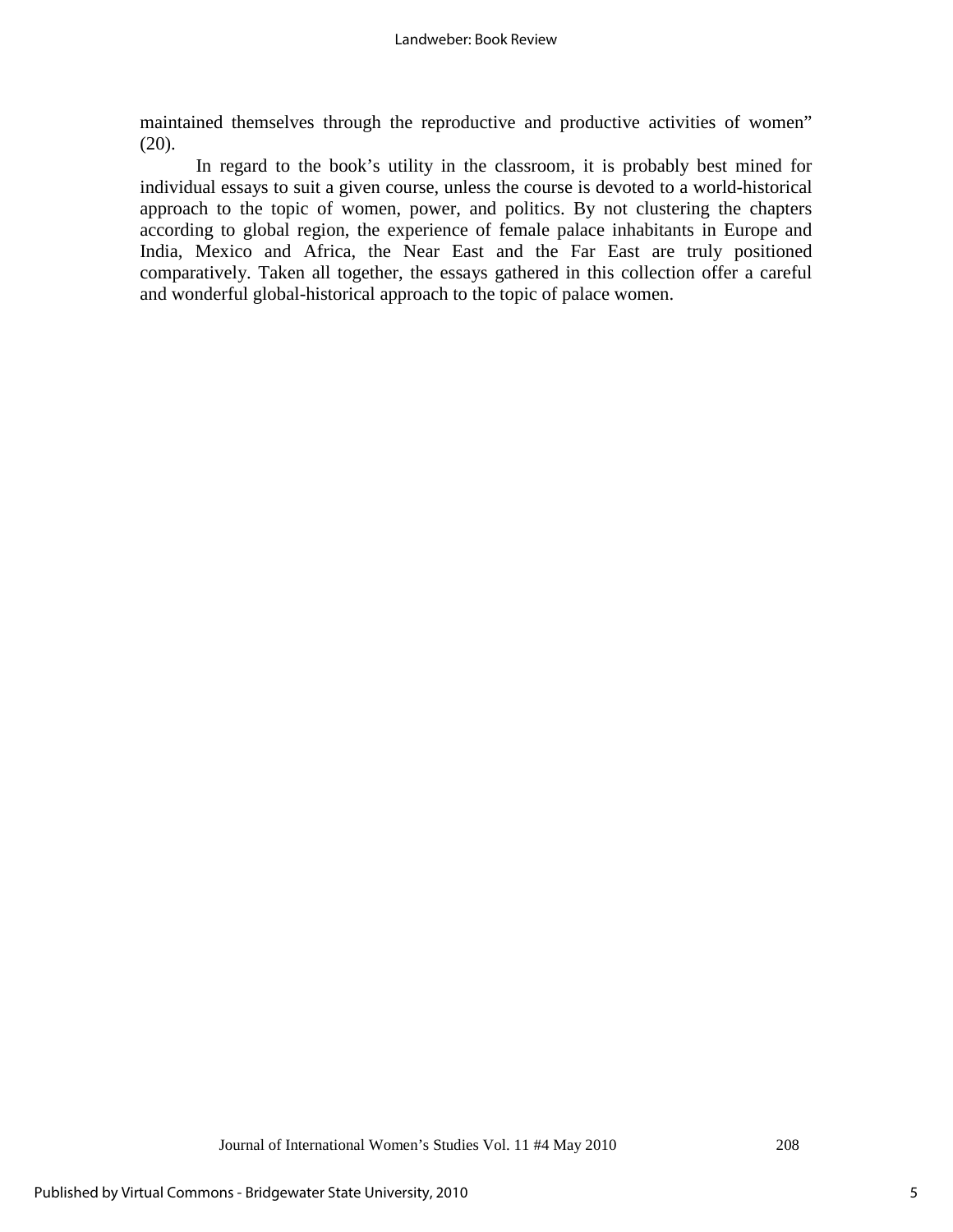maintained themselves through the reproductive and productive activities of women" (20).

In regard to the book's utility in the classroom, it is probably best mined for individual essays to suit a given course, unless the course is devoted to a world-historical approach to the topic of women, power, and politics. By not clustering the chapters according to global region, the experience of female palace inhabitants in Europe and India, Mexico and Africa, the Near East and the Far East are truly positioned comparatively. Taken all together, the essays gathered in this collection offer a careful and wonderful global-historical approach to the topic of palace women.